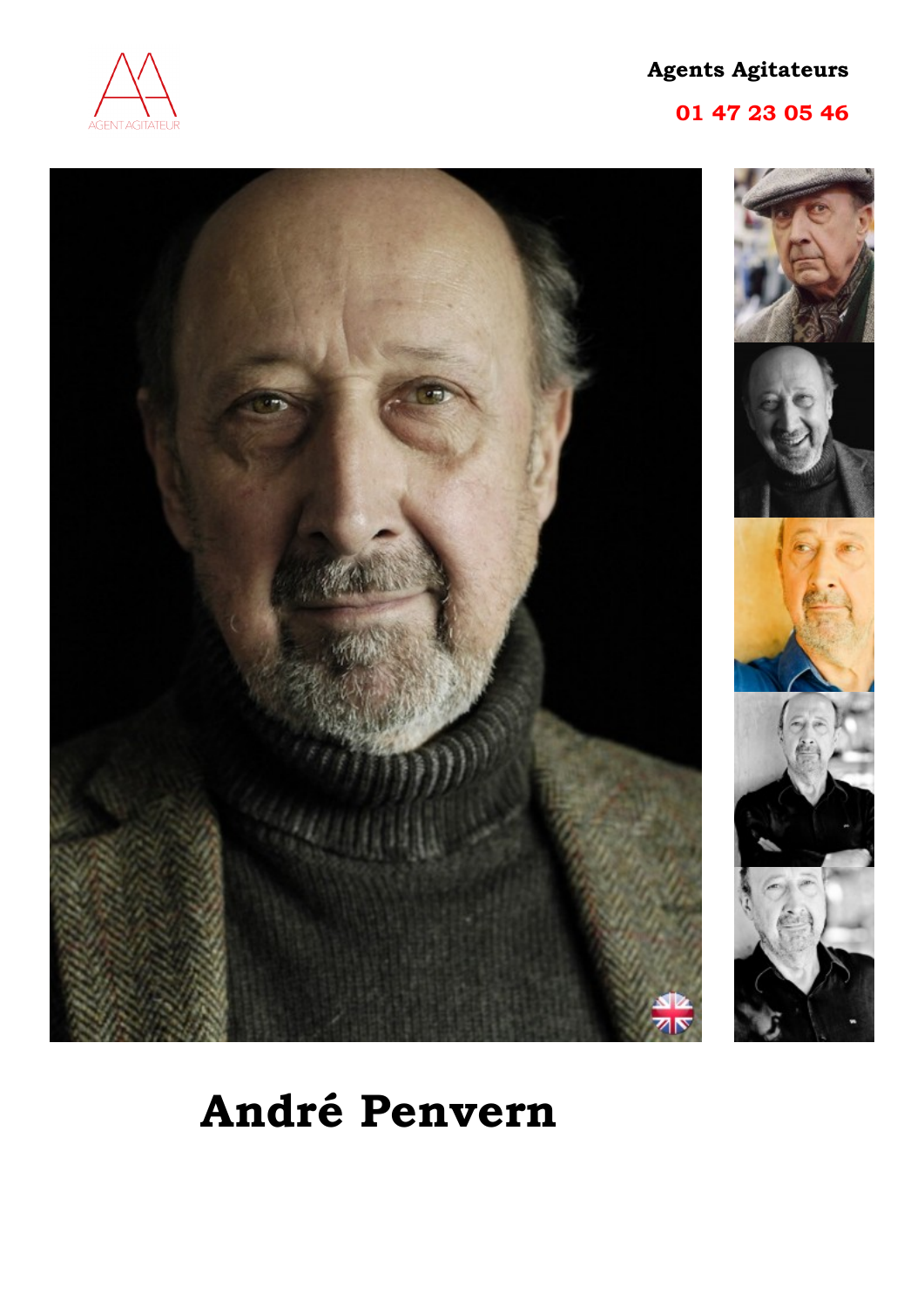AGENT AGITATEUR

**Agents Agitateurs**

**01 47 23 05 46**

# André Penvern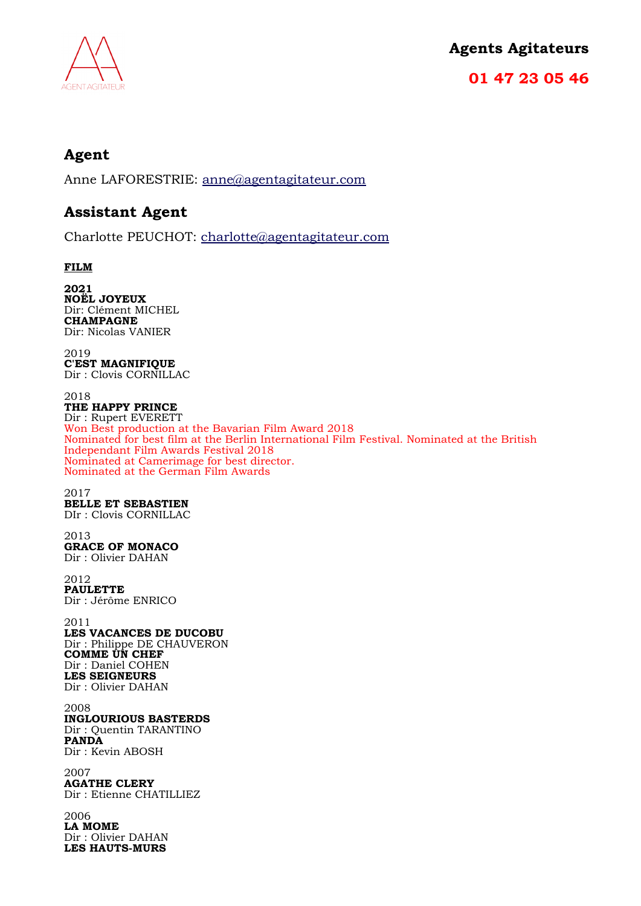**Agents Agitateurs**

**01 47 23 05 46**

## Agent

Anne LAFORESTRIE: anne@agentagitateur.com

## Assistant Agent

Charlotte PEUCHOT: charlotte@agentagitateur.com

**FILM**

**2021**
**NOËL JOYEUX**
Dir: Clément MICHEL
**CHAMPAGNE**
Dir: Nicolas VANIER

2019
**C'EST MAGNIFIQUE**
Dir : Clovis CORNILLAC

2018
**THE HAPPY PRINCE**
Dir : Rupert EVERETT
Won Best production at the Bavarian Film Award 2018
Nominated for best film at the Berlin International Film Festival. Nominated at the British Independant Film Awards Festival 2018
Nominated at Camerimage for best director.
Nominated at the German Film Awards

2017
**BELLE ET SEBASTIEN**
DIr : Clovis CORNILLAC

2013
**GRACE OF MONACO**
Dir : Olivier DAHAN

2012
**PAULETTE**
Dir : Jérôme ENRICO

2011
**LES VACANCES DE DUCOBU**
Dir : Philippe DE CHAUVERON
**COMME UN CHEF**
Dir : Daniel COHEN
**LES SEIGNEURS**
Dir : Olivier DAHAN

2008
**INGLOURIOUS BASTERDS**
Dir : Quentin TARANTINO
**PANDA**
Dir : Kevin ABOSH

2007
**AGATHE CLERY**
Dir : Etienne CHATILLIEZ

2006
**LA MOME**
Dir : Olivier DAHAN
**LES HAUTS-MURS**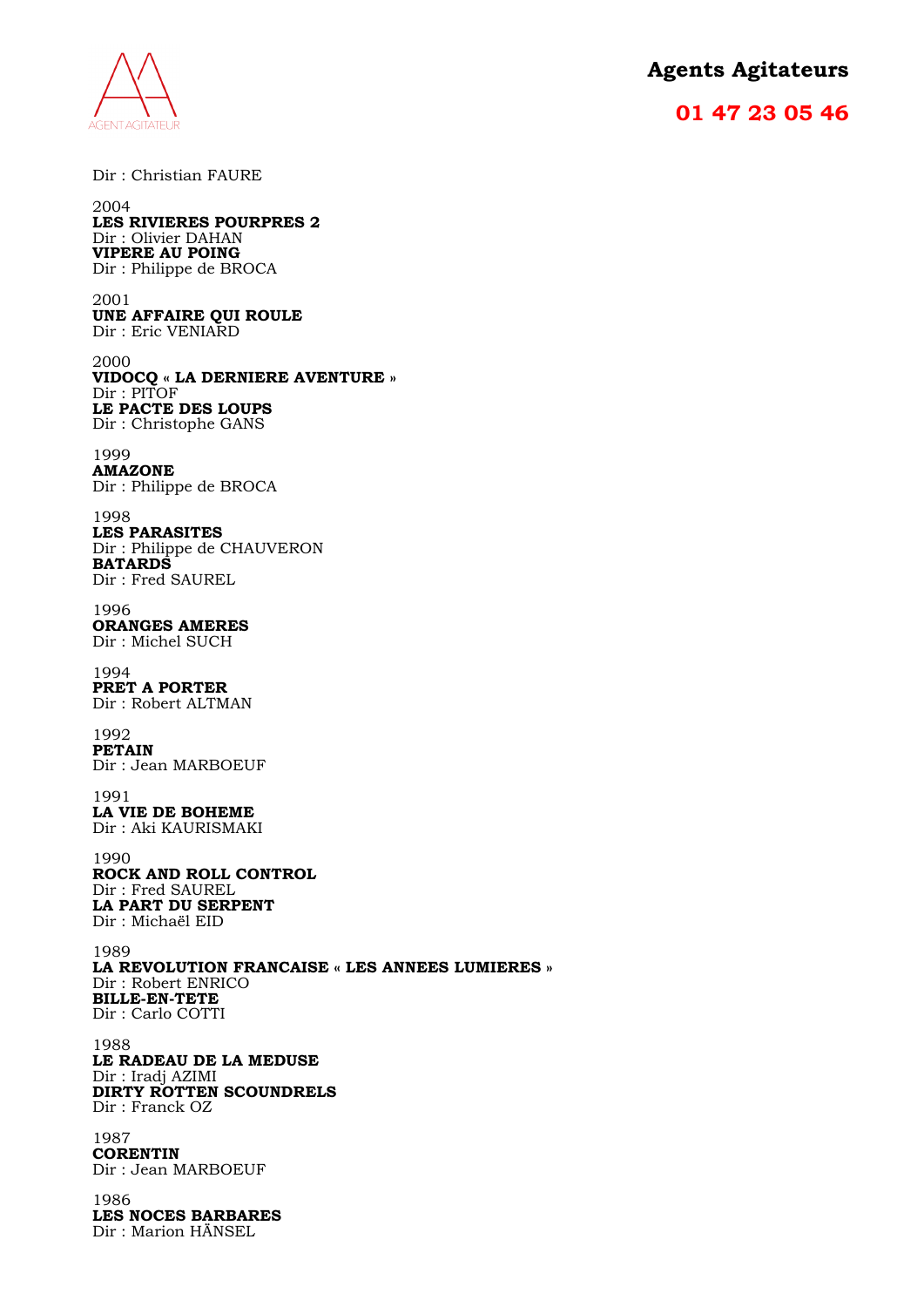Dir : Christian FAURE

2004
**LES RIVIERES POURPRES 2**
Dir : Olivier DAHAN
**VIPERE AU POING**
Dir : Philippe de BROCA

2001
**UNE AFFAIRE QUI ROULE**
Dir : Eric VENIARD

2000
**VIDOCQ « LA DERNIERE AVENTURE »**
Dir : PITOF
**LE PACTE DES LOUPS**
Dir : Christophe GANS

1999
**AMAZONE**
Dir : Philippe de BROCA

1998
**LES PARASITES**
Dir : Philippe de CHAUVERON
**BATARDS**
Dir : Fred SAUREL

1996
**ORANGES AMERES**
Dir : Michel SUCH

1994
**PRET A PORTER**
Dir : Robert ALTMAN

1992
**PETAIN**
Dir : Jean MARBOEUF

1991
**LA VIE DE BOHEME**
Dir : Aki KAURISMAKI

1990
**ROCK AND ROLL CONTROL**
Dir : Fred SAUREL
**LA PART DU SERPENT**
Dir : Michaël EID

1989
**LA REVOLUTION FRANCAISE « LES ANNEES LUMIERES »**
Dir : Robert ENRICO
**BILLE-EN-TETE**
Dir : Carlo COTTI

1988
**LE RADEAU DE LA MEDUSE**
Dir : Iradj AZIMI
**DIRTY ROTTEN SCOUNDRELS**
Dir : Franck OZ

1987
**CORENTIN**
Dir : Jean MARBOEUF

1986
**LES NOCES BARBARES**
Dir : Marion HÄNSEL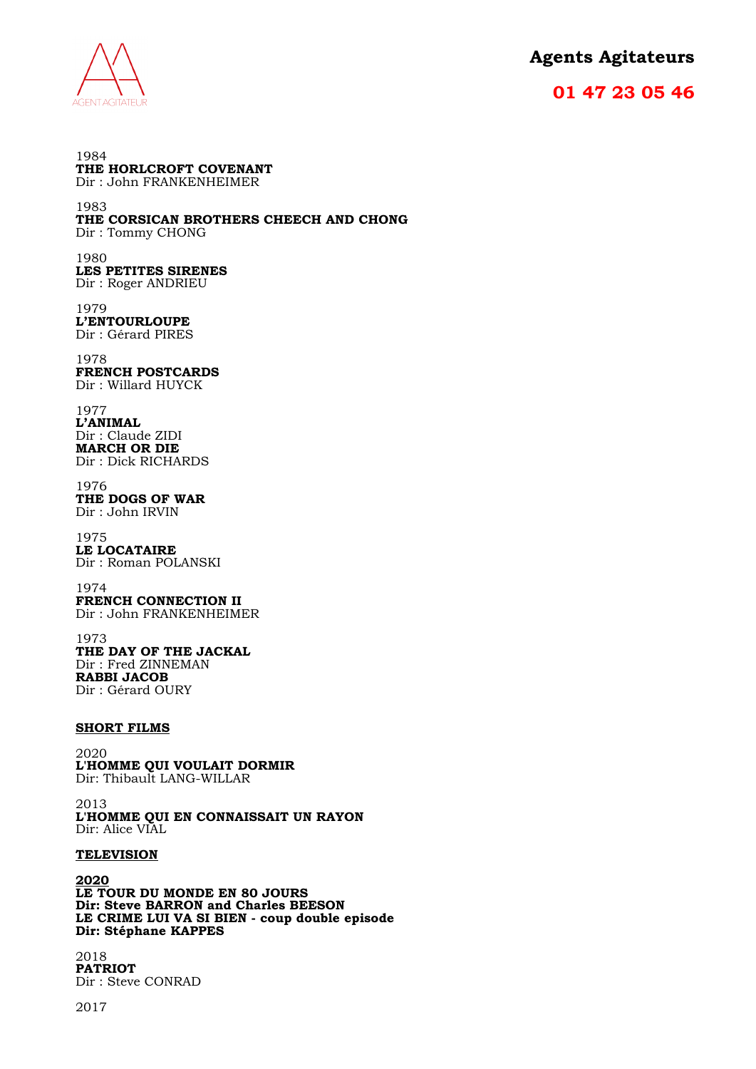1984
**THE HORLCROFT COVENANT**
Dir : John FRANKENHEIMER

1983
**THE CORSICAN BROTHERS CHEECH AND CHONG**
Dir : Tommy CHONG

1980
**LES PETITES SIRENES**
Dir : Roger ANDRIEU

1979
**L'ENTOURLOUPE**
Dir : Gérard PIRES

1978
**FRENCH POSTCARDS**
Dir : Willard HUYCK

1977
**L'ANIMAL**
Dir : Claude ZIDI
**MARCH OR DIE**
Dir : Dick RICHARDS

1976
**THE DOGS OF WAR**
Dir : John IRVIN

1975
**LE LOCATAIRE**
Dir : Roman POLANSKI

1974
**FRENCH CONNECTION II**
Dir : John FRANKENHEIMER

1973
**THE DAY OF THE JACKAL**
Dir : Fred ZINNEMAN
**RABBI JACOB**
Dir : Gérard OURY

## SHORT FILMS

2020
**L'HOMME QUI VOULAIT DORMIR**
Dir: Thibault LANG-WILLAR

2013
**L'HOMME QUI EN CONNAISSAIT UN RAYON**
Dir: Alice VIAL

## TELEVISION

**2020**
**LE TOUR DU MONDE EN 80 JOURS**
**Dir: Steve BARRON and Charles BEESON**
**LE CRIME LUI VA SI BIEN - coup double episode**
**Dir: Stéphane KAPPES**

2018
**PATRIOT**
Dir : Steve CONRAD

2017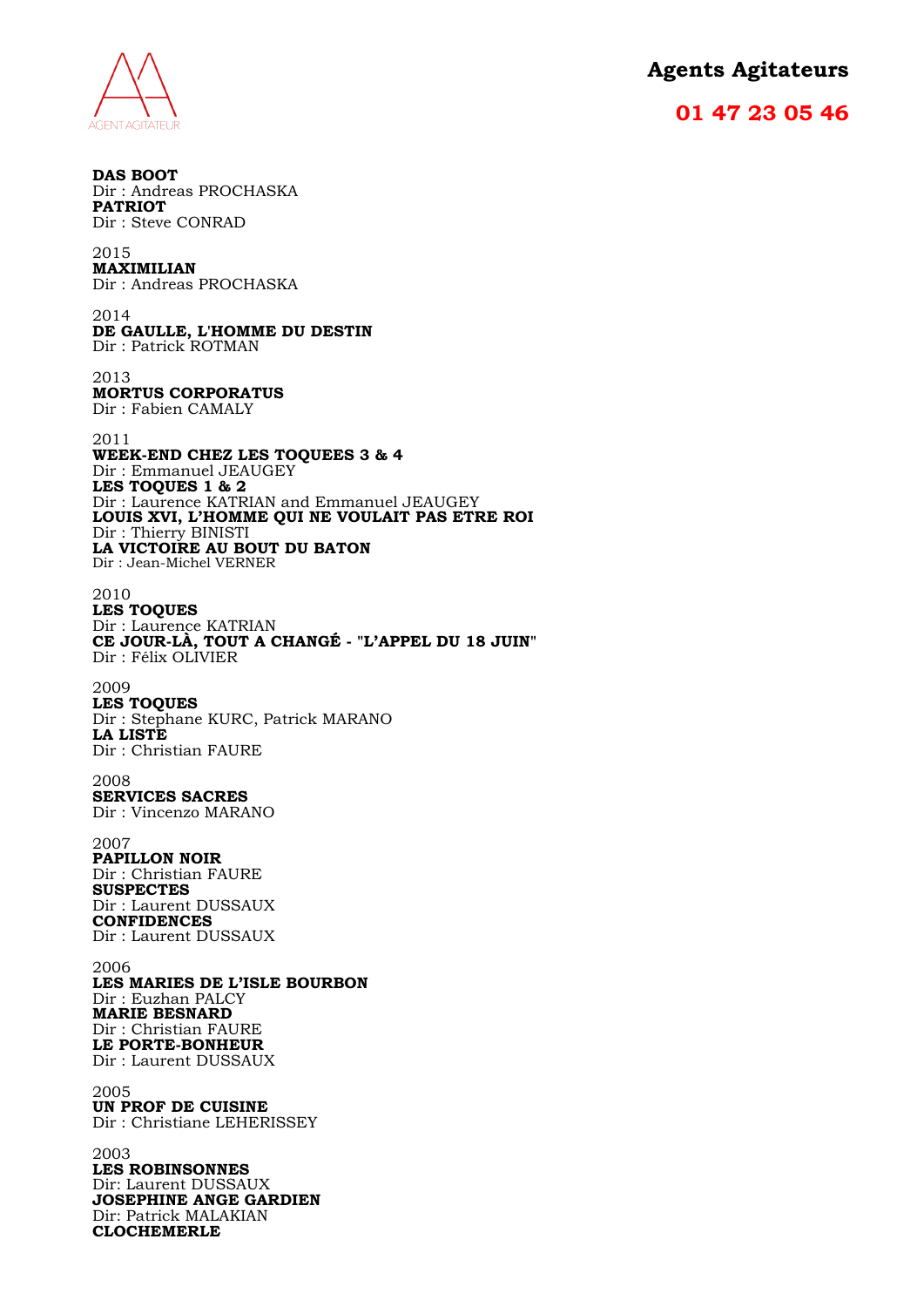**DAS BOOT**
Dir : Andreas PROCHASKA
**PATRIOT**
Dir : Steve CONRAD

2015
**MAXIMILIAN**
Dir : Andreas PROCHASKA

2014
**DE GAULLE, L'HOMME DU DESTIN**
Dir : Patrick ROTMAN

2013
**MORTUS CORPORATUS**
Dir : Fabien CAMALY

2011
**WEEK-END CHEZ LES TOQUEES 3 & 4**
Dir : Emmanuel JEAUGEY
**LES TOQUES 1 & 2**
Dir : Laurence KATRIAN and Emmanuel JEAUGEY
**LOUIS XVI, L'HOMME QUI NE VOULAIT PAS ETRE ROI**
Dir : Thierry BINISTI
**LA VICTOIRE AU BOUT DU BATON**
Dir : Jean-Michel VERNER

2010
**LES TOQUES**
Dir : Laurence KATRIAN
**CE JOUR-LÀ, TOUT A CHANGÉ - "L'APPEL DU 18 JUIN"**
Dir : Félix OLIVIER

2009
**LES TOQUES**
Dir : Stephane KURC, Patrick MARANO
**LA LISTE**
Dir : Christian FAURE

2008
**SERVICES SACRES**
Dir : Vincenzo MARANO

2007
**PAPILLON NOIR**
Dir : Christian FAURE
**SUSPECTES**
Dir : Laurent DUSSAUX
**CONFIDENCES**
Dir : Laurent DUSSAUX

2006
**LES MARIES DE L'ISLE BOURBON**
Dir : Euzhan PALCY
**MARIE BESNARD**
Dir : Christian FAURE
**LE PORTE-BONHEUR**
Dir : Laurent DUSSAUX

2005
**UN PROF DE CUISINE**
Dir : Christiane LEHERISSEY

2003
**LES ROBINSONNES**
Dir: Laurent DUSSAUX
**JOSEPHINE ANGE GARDIEN**
Dir: Patrick MALAKIAN
**CLOCHEMERLE**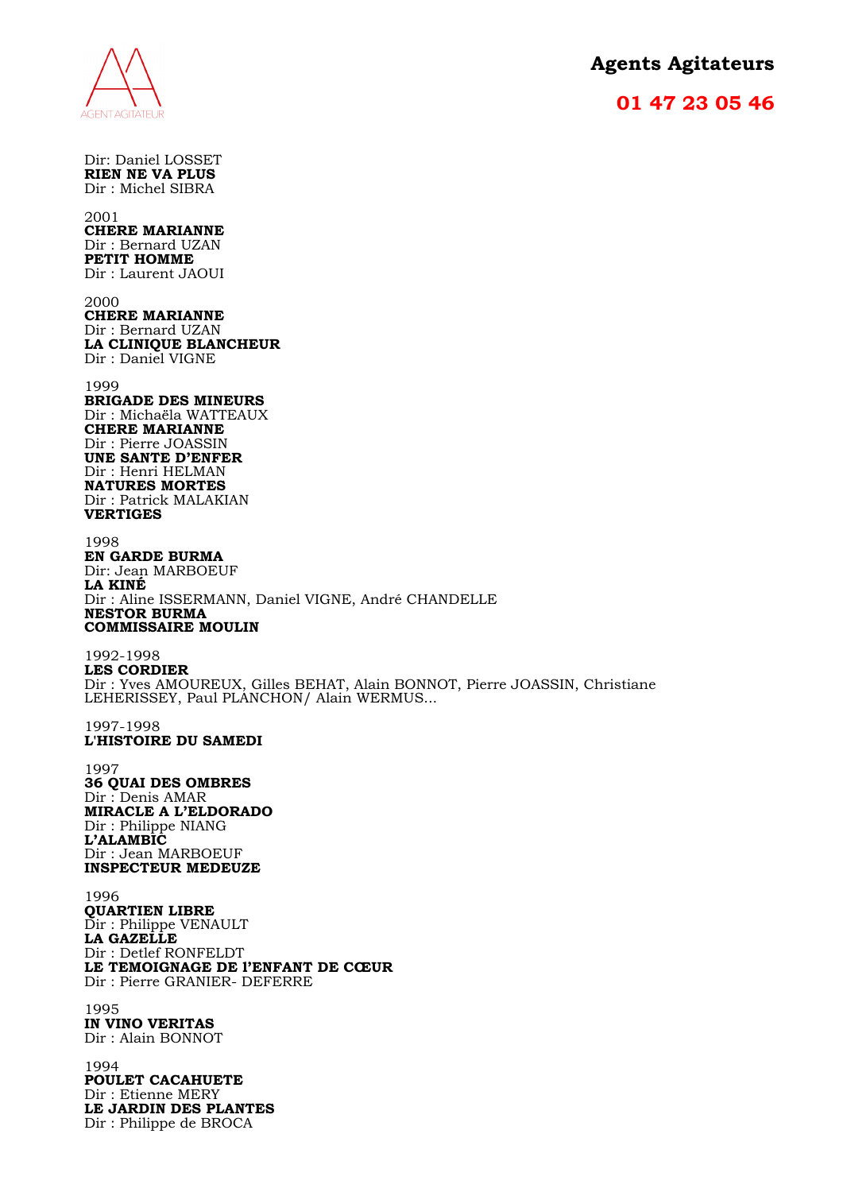Dir: Daniel LOSSET
**RIEN NE VA PLUS**
Dir : Michel SIBRA

2001
**CHERE MARIANNE**
Dir : Bernard UZAN
**PETIT HOMME**
Dir : Laurent JAOUI

2000
**CHERE MARIANNE**
Dir : Bernard UZAN
**LA CLINIQUE BLANCHEUR**
Dir : Daniel VIGNE

1999
**BRIGADE DES MINEURS**
Dir : Michaëla WATTEAUX
**CHERE MARIANNE**
Dir : Pierre JOASSIN
**UNE SANTE D'ENFER**
Dir : Henri HELMAN
**NATURES MORTES**
Dir : Patrick MALAKIAN
**VERTIGES**

1998
**EN GARDE BURMA**
Dir: Jean MARBOEUF
**LA KINÉ**
Dir : Aline ISSERMANN, Daniel VIGNE, André CHANDELLE
**NESTOR BURMA**
**COMMISSAIRE MOULIN**

1992-1998
**LES CORDIER**
Dir : Yves AMOUREUX, Gilles BEHAT, Alain BONNOT, Pierre JOASSIN, Christiane LEHERISSEY, Paul PLANCHON/ Alain WERMUS…

1997-1998
**L'HISTOIRE DU SAMEDI**

1997
**36 QUAI DES OMBRES**
Dir : Denis AMAR
**MIRACLE A L'ELDORADO**
Dir : Philippe NIANG
**L'ALAMBIC**
Dir : Jean MARBOEUF
**INSPECTEUR MEDEUZE**

1996
**QUARTIEN LIBRE**
Dir : Philippe VENAULT
**LA GAZELLE**
Dir : Detlef RONFELDT
**LE TEMOIGNAGE DE l'ENFANT DE CŒUR**
Dir : Pierre GRANIER- DEFERRE

1995
**IN VINO VERITAS**
Dir : Alain BONNOT

1994
**POULET CACAHUETE**
Dir : Etienne MERY
**LE JARDIN DES PLANTES**
Dir : Philippe de BROCA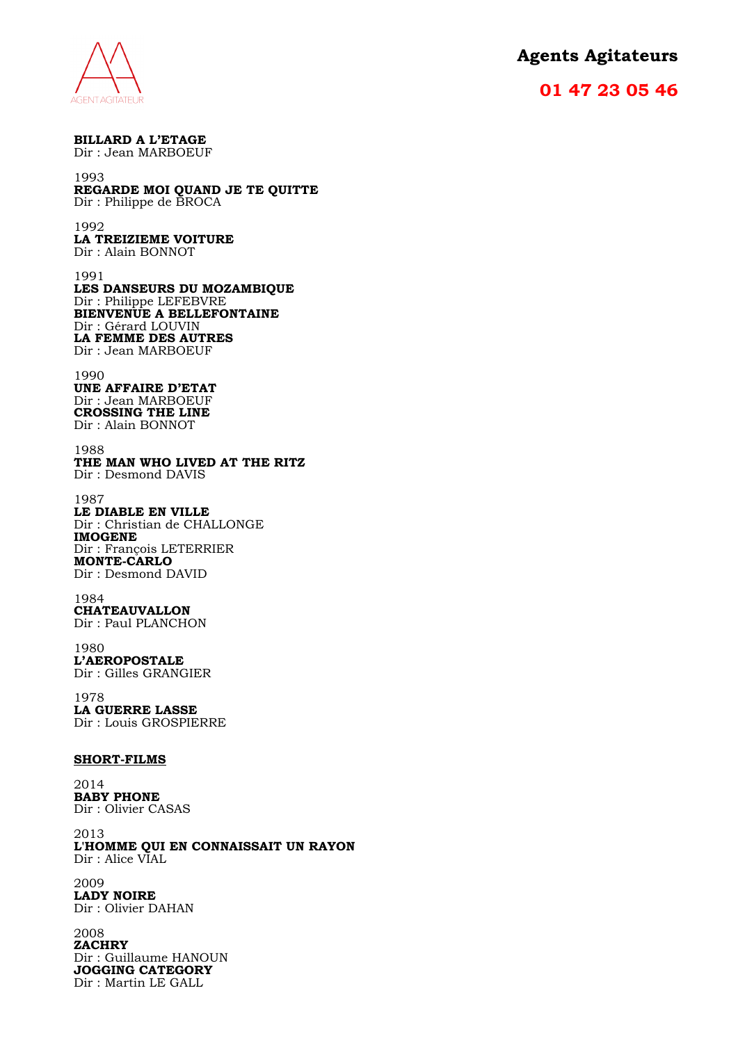**BILLARD A L'ETAGE**
Dir : Jean MARBOEUF

1993
**REGARDE MOI QUAND JE TE QUITTE**
Dir : Philippe de BROCA

1992
**LA TREIZIEME VOITURE**
Dir : Alain BONNOT

1991
**LES DANSEURS DU MOZAMBIQUE**
Dir : Philippe LEFEBVRE
**BIENVENUE A BELLEFONTAINE**
Dir : Gérard LOUVIN
**LA FEMME DES AUTRES**
Dir : Jean MARBOEUF

1990
**UNE AFFAIRE D'ETAT**
Dir : Jean MARBOEUF
**CROSSING THE LINE**
Dir : Alain BONNOT

1988
**THE MAN WHO LIVED AT THE RITZ**
Dir : Desmond DAVIS

1987
**LE DIABLE EN VILLE**
Dir : Christian de CHALLONGE
**IMOGENE**
Dir : François LETERRIER
**MONTE-CARLO**
Dir : Desmond DAVID

1984
**CHATEAUVALLON**
Dir : Paul PLANCHON

1980
**L'AEROPOSTALE**
Dir : Gilles GRANGIER

1978
**LA GUERRE LASSE**
Dir : Louis GROSPIERRE

**SHORT-FILMS**

2014
**BABY PHONE**
Dir : Olivier CASAS

2013
**L'HOMME QUI EN CONNAISSAIT UN RAYON**
Dir : Alice VIAL

2009
**LADY NOIRE**
Dir : Olivier DAHAN

2008
**ZACHRY**
Dir : Guillaume HANOUN
**JOGGING CATEGORY**
Dir : Martin LE GALL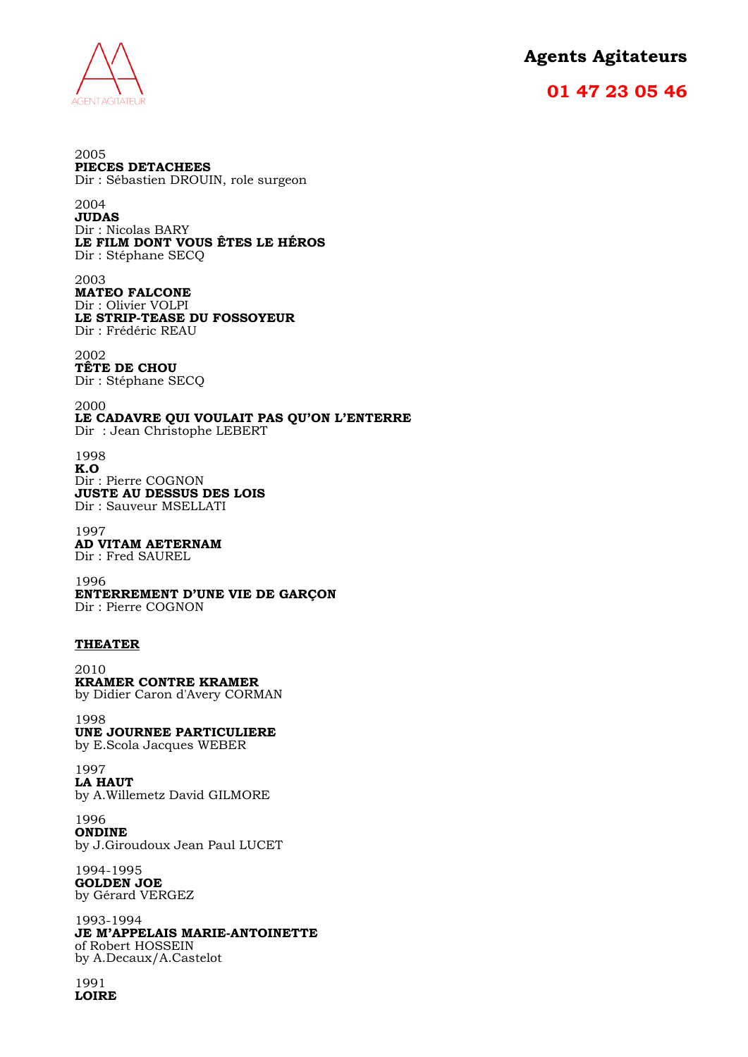2005
**PIECES DETACHEES**
Dir : Sébastien DROUIN, role surgeon

2004
**JUDAS**
Dir : Nicolas BARY
**LE FILM DONT VOUS ÊTES LE HÉROS**
Dir : Stéphane SECQ

2003
**MATEO FALCONE**
Dir : Olivier VOLPI
**LE STRIP-TEASE DU FOSSOYEUR**
Dir : Frédéric REAU

2002
**TÊTE DE CHOU**
Dir : Stéphane SECQ

2000
**LE CADAVRE QUI VOULAIT PAS QU'ON L'ENTERRE**
Dir : Jean Christophe LEBERT

1998
**K.O**
Dir : Pierre COGNON
**JUSTE AU DESSUS DES LOIS**
Dir : Sauveur MSELLATI

1997
**AD VITAM AETERNAM**
Dir : Fred SAUREL

1996
**ENTERREMENT D'UNE VIE DE GARÇON**
Dir : Pierre COGNON

**<u>THEATER</u>**

2010
**KRAMER CONTRE KRAMER**
by Didier Caron d'Avery CORMAN

1998
**UNE JOURNEE PARTICULIERE**
by E.Scola Jacques WEBER

1997
**LA HAUT**
by A.Willemetz David GILMORE

1996
**ONDINE**
by J.Giroudoux Jean Paul LUCET

1994-1995
**GOLDEN JOE**
by Gérard VERGEZ

1993-1994
**JE M'APPELAIS MARIE-ANTOINETTE**
of Robert HOSSEIN
by A.Decaux/A.Castelot

1991
**LOIRE**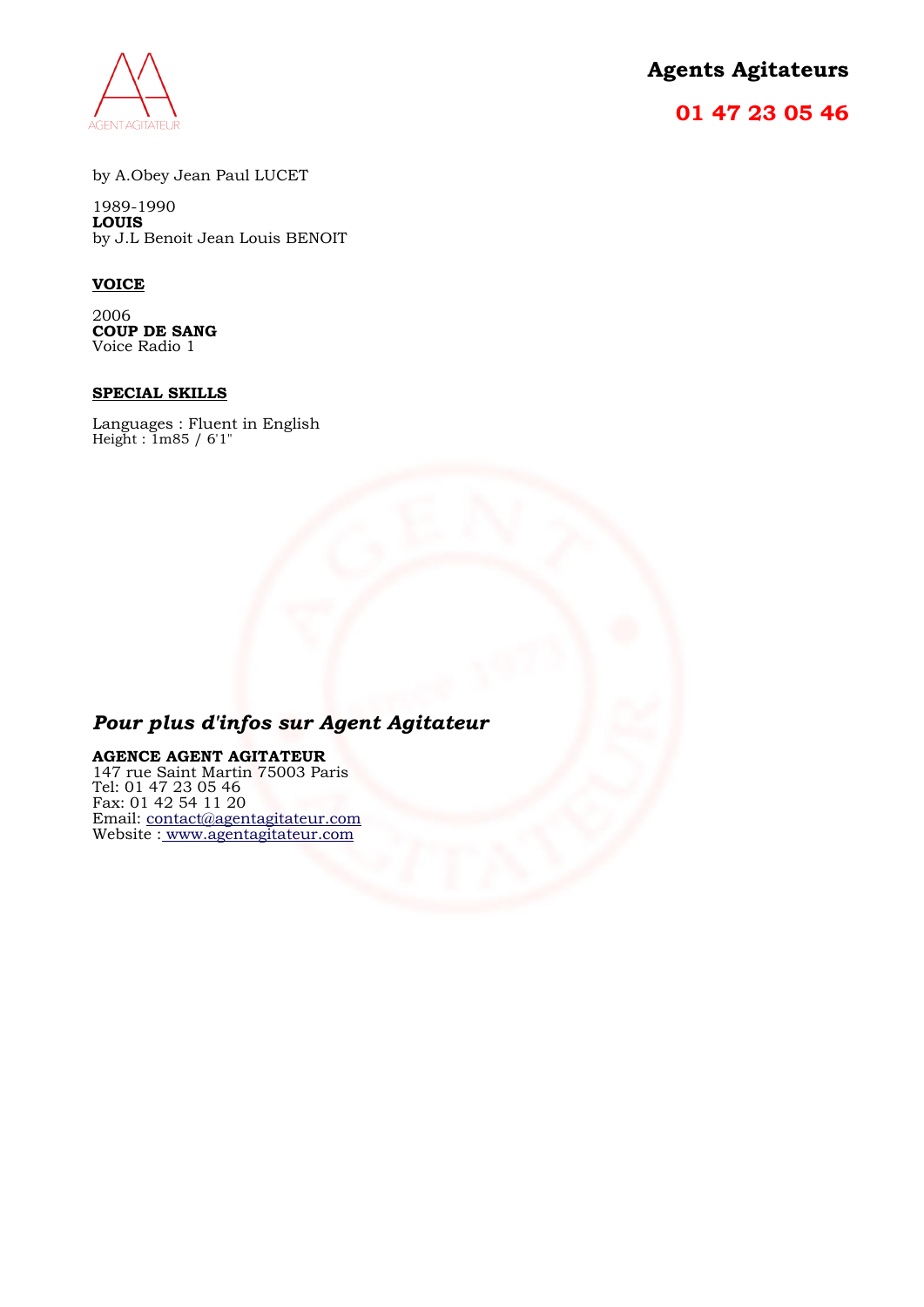by A.Obey Jean Paul LUCET

1989-1990
**LOUIS**
by J.L Benoit Jean Louis BENOIT

**VOICE**

2006
**COUP DE SANG**
Voice Radio 1

**SPECIAL SKILLS**

Languages : Fluent in English
Height : 1m85 / 6'1"

## *Pour plus d'infos sur Agent Agitateur*

**AGENCE AGENT AGITATEUR**
147 rue Saint Martin 75003 Paris
Tel: 01 47 23 05 46
Fax: 01 42 54 11 20
Email: contact@agentagitateur.com
Website : www.agentagitateur.com